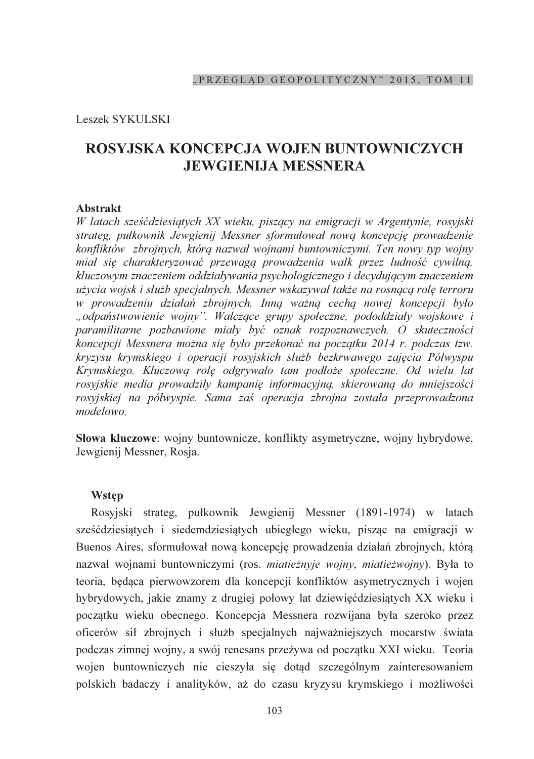Leszek SYKULSKI

# ROSYJSKA KONCEPCJA WOJEN BUNTOWNICZYCH JEWGIENIJA MESSNERA

**Abstrakt**

*W latach sześćdziesiątych XX wieku, piszący na emigracji w Argentynie, rosyjski strateg, pułkownik Jewgienij Messner sformułował nową koncepcję prowadzenie konfliktów zbrojnych, którą nazwał wojnami buntowniczymi. Ten nowy typ wojny miał się charakteryzować przewagą prowadzenia walk przez ludność cywilną, kluczowym znaczeniem oddziaływania psychologicznego i decydującym znaczeniem użycia wojsk i służb specjalnych. Messner wskazywał także na rosnącą rolę terroru w prowadzeniu działań zbrojnych. Inną ważną cechą nowej koncepcji było „odpaństwowienie wojny". Walczące grupy społeczne, pododdziały wojskowe i paramilitarne pozbawione miały być oznak rozpoznawczych. O skuteczności koncepcji Messnera można się było przekonać na początku 2014 r. podczas tzw. kryzysu krymskiego i operacji rosyjskich służb bezkrwawego zajęcia Półwyspu Krymskiego. Kluczową rolę odgrywało tam podłoże społeczne. Od wielu lat rosyjskie media prowadziły kampanię informacyjną, skierowaną do mniejszości rosyjskiej na półwyspie. Sama zaś operacja zbrojna została przeprowadzona modelowo.*

**Słowa kluczowe**: wojny buntownicze, konflikty asymetryczne, wojny hybrydowe, Jewgienij Messner, Rosja.

## Wstęp

Rosyjski strateg, pułkownik Jewgienij Messner (1891-1974) w latach sześćdziesiątych i siedemdziesiątych ubiegłego wieku, pisząc na emigracji w Buenos Aires, sformułował nową koncepcję prowadzenia działań zbrojnych, którą nazwał wojnami buntowniczymi (ros. *miatieżnyje wojny*, *miatieżwojny*). Była to teoria, będąca pierwowzorem dla koncepcji konfliktów asymetrycznych i wojen hybrydowych, jakie znamy z drugiej połowy lat dziewięćdziesiątych XX wieku i początku wieku obecnego. Koncepcja Messnera rozwijana była szeroko przez oficerów sił zbrojnych i służb specjalnych najważniejszych mocarstw świata podczas zimnej wojny, a swój renesans przeżywa od początku XXI wieku. Teoria wojen buntowniczych nie cieszyła się dotąd szczególnym zainteresowaniem polskich badaczy i analityków, aż do czasu kryzysu krymskiego i możliwości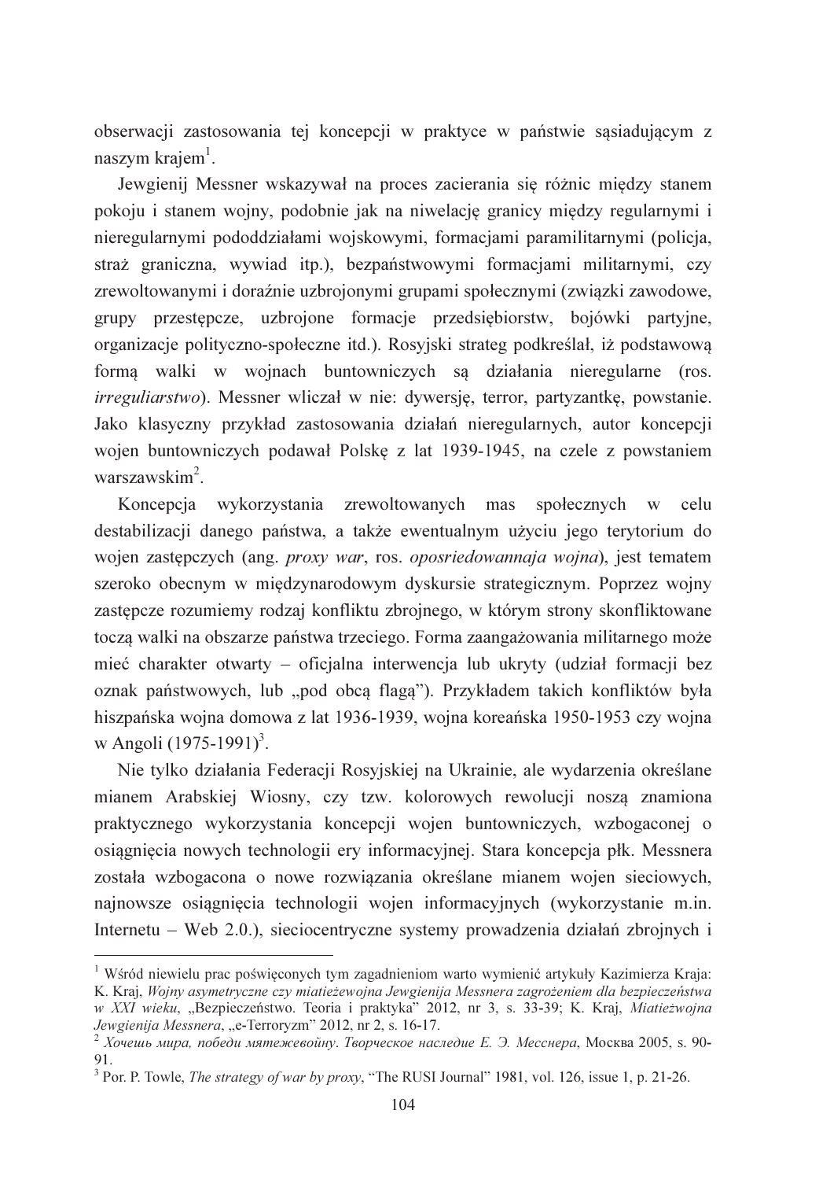obserwacji zastosowania tej koncepcji w praktyce w państwie sąsiadującym z naszym krajem[1].

Jewgienij Messner wskazywał na proces zacierania się różnic między stanem pokoju i stanem wojny, podobnie jak na niwelację granicy między regularnymi i nieregularnymi pododdziałami wojskowymi, formacjami paramilitarnymi (policja, straż graniczna, wywiad itp.), bezpaństwowymi formacjami militarnymi, czy zrewoltowanymi i doraźnie uzbrojonymi grupami społecznymi (związki zawodowe, grupy przestępcze, uzbrojone formacje przedsiębiorstw, bojówki partyjne, organizacje polityczno-społeczne itd.). Rosyjski strateg podkreślał, iż podstawową formą walki w wojnach buntowniczych są działania nieregularne (ros. *irreguliarstwo*). Messner wliczał w nie: dywersję, terror, partyzantkę, powstanie. Jako klasyczny przykład zastosowania działań nieregularnych, autor koncepcji wojen buntowniczych podawał Polskę z lat 1939-1945, na czele z powstaniem warszawskim[2].

Koncepcja wykorzystania zrewoltowanych mas społecznych w celu destabilizacji danego państwa, a także ewentualnym użyciu jego terytorium do wojen zastępczych (ang. *proxy war*, ros. *oposriedowannaja wojna*), jest tematem szeroko obecnym w międzynarodowym dyskursie strategicznym. Poprzez wojny zastępcze rozumiemy rodzaj konfliktu zbrojnego, w którym strony skonfliktowane toczą walki na obszarze państwa trzeciego. Forma zaangażowania militarnego może mieć charakter otwarty – oficjalna interwencja lub ukryty (udział formacji bez oznak państwowych, lub „pod obcą flagą"). Przykładem takich konfliktów była hiszpańska wojna domowa z lat 1936-1939, wojna koreańska 1950-1953 czy wojna w Angoli (1975-1991)[3].

Nie tylko działania Federacji Rosyjskiej na Ukrainie, ale wydarzenia określane mianem Arabskiej Wiosny, czy tzw. kolorowych rewolucji noszą znamiona praktycznego wykorzystania koncepcji wojen buntowniczych, wzbogaconej o osiągnięcia nowych technologii ery informacyjnej. Stara koncepcja płk. Messnera została wzbogacona o nowe rozwiązania określane mianem wojen sieciowych, najnowsze osiągnięcia technologii wojen informacyjnych (wykorzystanie m.in. Internetu – Web 2.0.), sieciocentryczne systemy prowadzenia działań zbrojnych i

---

[1] Wśród niewielu prac poświęconych tym zagadnieniom warto wymienić artykuły Kazimierza Kraja: K. Kraj, *Wojny asymetryczne czy miatieżewojna Jewgienija Messnera zagrożeniem dla bezpieczeństwa w XXI wieku*, „Bezpieczeństwo. Teoria i praktyka" 2012, nr 3, s. 33-39; K. Kraj, *Miatieżwojna Jewgienija Messnera*, „e-Terroryzm" 2012, nr 2, s. 16-17.

[2] *Хочешь мира, победи мятежевойну. Творческое наследие Е. Э. Месснера*, Москва 2005, s. 90-91.

[3] Por. P. Towle, *The strategy of war by proxy*, "The RUSI Journal" 1981, vol. 126, issue 1, p. 21-26.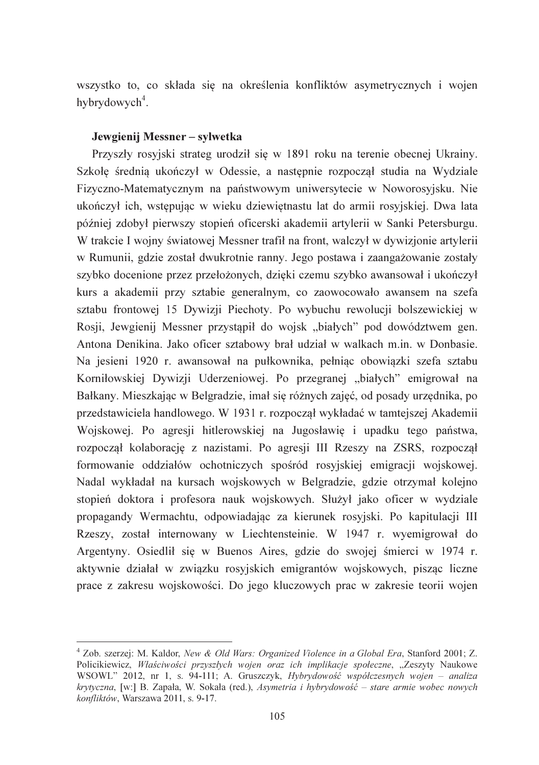wszystko to, co składa się na określenia konfliktów asymetrycznych i wojen hybrydowych[4].

### Jewgienij Messner – sylwetka

Przyszły rosyjski strateg urodził się w 1891 roku na terenie obecnej Ukrainy. Szkołę średnią ukończył w Odessie, a następnie rozpoczął studia na Wydziale Fizyczno-Matematycznym na państwowym uniwersytecie w Noworosyjsku. Nie ukończył ich, wstępując w wieku dziewiętnastu lat do armii rosyjskiej. Dwa lata później zdobył pierwszy stopień oficerski akademii artylerii w Sanki Petersburgu. W trakcie I wojny światowej Messner trafił na front, walczył w dywizjonie artylerii w Rumunii, gdzie został dwukrotnie ranny. Jego postawa i zaangażowanie zostały szybko docenione przez przełożonych, dzięki czemu szybko awansował i ukończył kurs a akademii przy sztabie generalnym, co zaowocowało awansem na szefa sztabu frontowej 15 Dywizji Piechoty. Po wybuchu rewolucji bolszewickiej w Rosji, Jewgienij Messner przystąpił do wojsk „białych" pod dowództwem gen. Antona Denikina. Jako oficer sztabowy brał udział w walkach m.in. w Donbasie. Na jesieni 1920 r. awansował na pułkownika, pełniąc obowiązki szefa sztabu Korniłowskiej Dywizji Uderzeniowej. Po przegranej „białych" emigrował na Bałkany. Mieszkając w Belgradzie, imał się różnych zajęć, od posady urzędnika, po przedstawiciela handlowego. W 1931 r. rozpoczął wykładać w tamtejszej Akademii Wojskowej. Po agresji hitlerowskiej na Jugosławię i upadku tego państwa, rozpoczął kolaborację z nazistami. Po agresji III Rzeszy na ZSRS, rozpoczął formowanie oddziałów ochotniczych spośród rosyjskiej emigracji wojskowej. Nadal wykładał na kursach wojskowych w Belgradzie, gdzie otrzymał kolejno stopień doktora i profesora nauk wojskowych. Służył jako oficer w wydziale propagandy Wermachtu, odpowiadając za kierunek rosyjski. Po kapitulacji III Rzeszy, został internowany w Liechtensteinie. W 1947 r. wyemigrował do Argentyny. Osiedlił się w Buenos Aires, gdzie do swojej śmierci w 1974 r. aktywnie działał w związku rosyjskich emigrantów wojskowych, pisząc liczne prace z zakresu wojskowości. Do jego kluczowych prac w zakresie teorii wojen

---

[4] Zob. szerzej: M. Kaldor, *New & Old Wars: Organized Violence in a Global Era*, Stanford 2001; Z. Policikiewicz, *Właściwości przyszłych wojen oraz ich implikacje społeczne*, „Zeszyty Naukowe WSOWL" 2012, nr 1, s. 94-111; A. Gruszczyk, *Hybrydowość współczesnych wojen – analiza krytyczna*, [w:] B. Zapała, W. Sokała (red.), *Asymetria i hybrydowość – stare armie wobec nowych konfliktów*, Warszawa 2011, s. 9-17.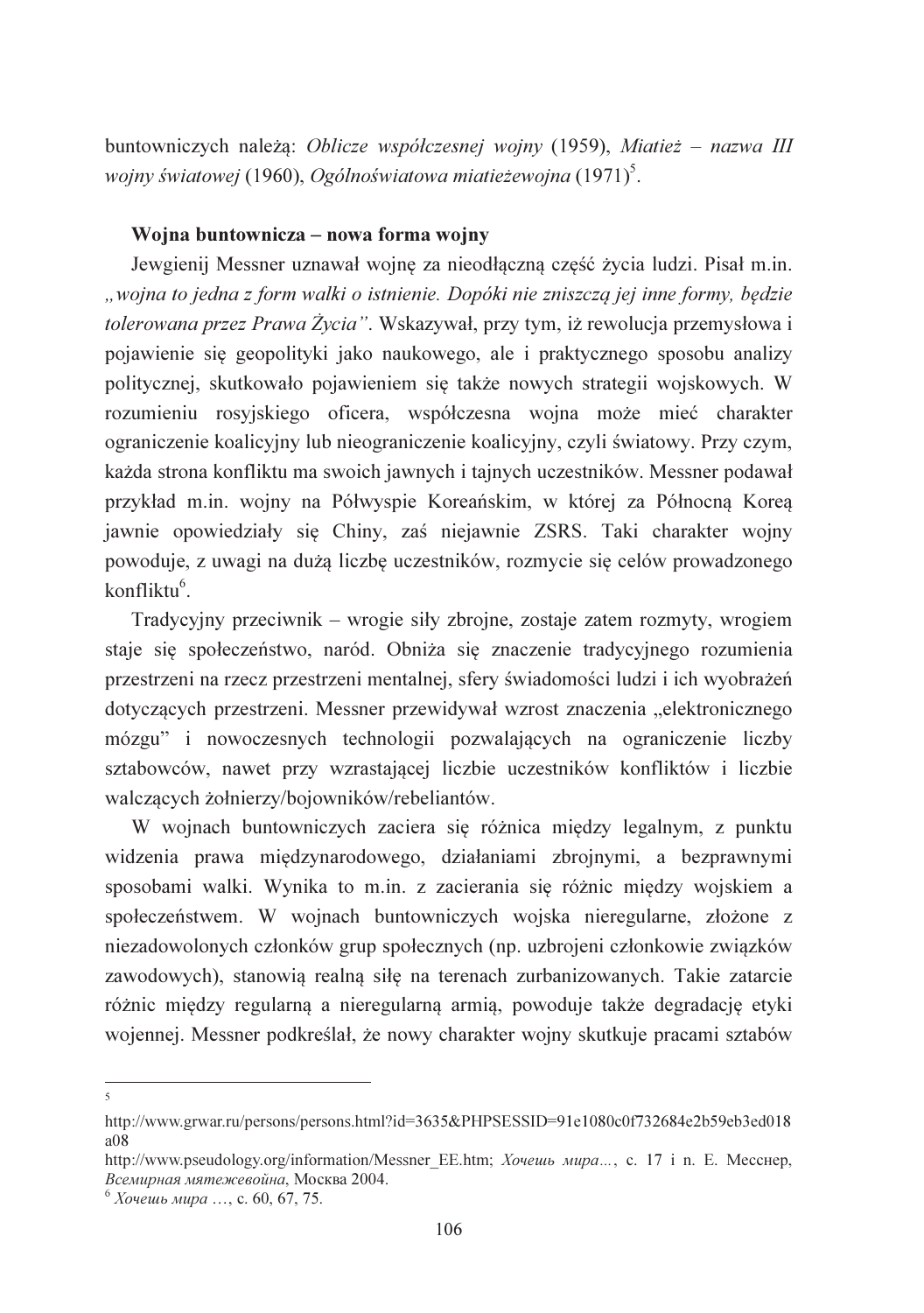buntowniczych należą: *Oblicze współczesnej wojny* (1959), *Miatież – nazwa III wojny światowej* (1960), *Ogólnoświatowa miatieżewojna* (1971)[5].

**Wojna buntownicza – nowa forma wojny**

Jewgienij Messner uznawał wojnę za nieodłączną część życia ludzi. Pisał m.in. *„wojna to jedna z form walki o istnienie. Dopóki nie zniszczą jej inne formy, będzie tolerowana przez Prawa Życia"*. Wskazywał, przy tym, iż rewolucja przemysłowa i pojawienie się geopolityki jako naukowego, ale i praktycznego sposobu analizy politycznej, skutkowało pojawieniem się także nowych strategii wojskowych. W rozumieniu rosyjskiego oficera, współczesna wojna może mieć charakter ograniczenie koalicyjny lub nieograniczenie koalicyjny, czyli światowy. Przy czym, każda strona konfliktu ma swoich jawnych i tajnych uczestników. Messner podawał przykład m.in. wojny na Półwyspie Koreańskim, w której za Północną Koreą jawnie opowiedziały się Chiny, zaś niejawnie ZSRS. Taki charakter wojny powoduje, z uwagi na dużą liczbę uczestników, rozmycie się celów prowadzonego konfliktu[6].

Tradycyjny przeciwnik – wrogie siły zbrojne, zostaje zatem rozmyty, wrogiem staje się społeczeństwo, naród. Obniża się znaczenie tradycyjnego rozumienia przestrzeni na rzecz przestrzeni mentalnej, sfery świadomości ludzi i ich wyobrażeń dotyczących przestrzeni. Messner przewidywał wzrost znaczenia „elektronicznego mózgu" i nowoczesnych technologii pozwalających na ograniczenie liczby sztabowców, nawet przy wzrastającej liczbie uczestników konfliktów i liczbie walczących żołnierzy/bojowników/rebeliantów.

W wojnach buntowniczych zaciera się różnica między legalnym, z punktu widzenia prawa międzynarodowego, działaniami zbrojnymi, a bezprawnymi sposobami walki. Wynika to m.in. z zacierania się różnic między wojskiem a społeczeństwem. W wojnach buntowniczych wojska nieregularne, złożone z niezadowolonych członków grup społecznych (np. uzbrojeni członkowie związków zawodowych), stanowią realną siłę na terenach zurbanizowanych. Takie zatarcie różnic między regularną a nieregularną armią, powoduje także degradację etyki wojennej. Messner podkreślał, że nowy charakter wojny skutkuje pracami sztabów

---

[5] http://www.grwar.ru/persons/persons.html?id=3635&PHPSESSID=91e1080c0f732684e2b59eb3ed018a08
http://www.pseudology.org/information/Messner_EE.htm; *Хочешь мира…*, с. 17 i n. Е. Месснер, *Всемирная мятежевойна*, Москва 2004.

[6] *Хочешь мира* …, с. 60, 67, 75.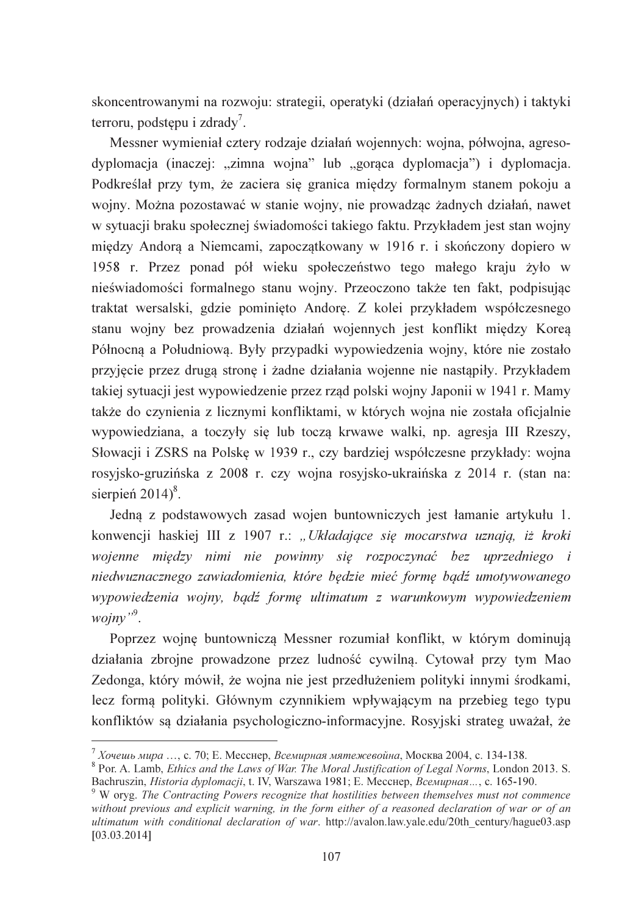skoncentrowanymi na rozwoju: strategii, operatyki (działań operacyjnych) i taktyki terroru, podstępu i zdrady[7].

Messner wymieniał cztery rodzaje działań wojennych: wojna, półwojna, agreso-dyplomacja (inaczej: „zimna wojna" lub „gorąca dyplomacja") i dyplomacja. Podkreślał przy tym, że zaciera się granica między formalnym stanem pokoju a wojny. Można pozostawać w stanie wojny, nie prowadząc żadnych działań, nawet w sytuacji braku społecznej świadomości takiego faktu. Przykładem jest stan wojny między Andorą a Niemcami, zapoczątkowany w 1916 r. i skończony dopiero w 1958 r. Przez ponad pół wieku społeczeństwo tego małego kraju żyło w nieświadomości formalnego stanu wojny. Przeoczono także ten fakt, podpisując traktat wersalski, gdzie pominięto Andorę. Z kolei przykładem współczesnego stanu wojny bez prowadzenia działań wojennych jest konflikt między Koreą Północną a Południową. Były przypadki wypowiedzenia wojny, które nie zostało przyjęcie przez drugą stronę i żadne działania wojenne nie nastąpiły. Przykładem takiej sytuacji jest wypowiedzenie przez rząd polski wojny Japonii w 1941 r. Mamy także do czynienia z licznymi konfliktami, w których wojna nie została oficjalnie wypowiedziana, a toczyły się lub toczą krwawe walki, np. agresja III Rzeszy, Słowacji i ZSRS na Polskę w 1939 r., czy bardziej współczesne przykłady: wojna rosyjsko-gruzińska z 2008 r. czy wojna rosyjsko-ukraińska z 2014 r. (stan na: sierpień 2014)[8].

Jedną z podstawowych zasad wojen buntowniczych jest łamanie artykułu 1. konwencji haskiej III z 1907 r.: *„Układające się mocarstwa uznają, iż kroki wojenne między nimi nie powinny się rozpoczynać bez uprzedniego i niedwuznacznego zawiadomienia, które będzie mieć formę bądź umotywowanego wypowiedzenia wojny, bądź formę ultimatum z warunkowym wypowiedzeniem wojny"*[9].

Poprzez wojnę buntowniczą Messner rozumiał konflikt, w którym dominują działania zbrojne prowadzone przez ludność cywilną. Cytował przy tym Mao Zedonga, który mówił, że wojna nie jest przedłużeniem polityki innymi środkami, lecz formą polityki. Głównym czynnikiem wpływającym na przebieg tego typu konfliktów są działania psychologiczno-informacyjne. Rosyjski strateg uważał, że

---

[7] *Хочешь мира* …, c. 70; Е. Месснер, *Всемирная мятежевойна*, Москва 2004, c. 134-138.

[8] Por. A. Lamb, *Ethics and the Laws of War. The Moral Justification of Legal Norms*, London 2013. S. Bachruszin, *Historia dyplomacji*, t. IV, Warszawa 1981; Е. Месснер, *Всемирная…*, c. 165-190.

[9] W oryg. *The Contracting Powers recognize that hostilities between themselves must not commence without previous and explicit warning, in the form either of a reasoned declaration of war or of an ultimatum with conditional declaration of war*. http://avalon.law.yale.edu/20th_century/hague03.asp [03.03.2014]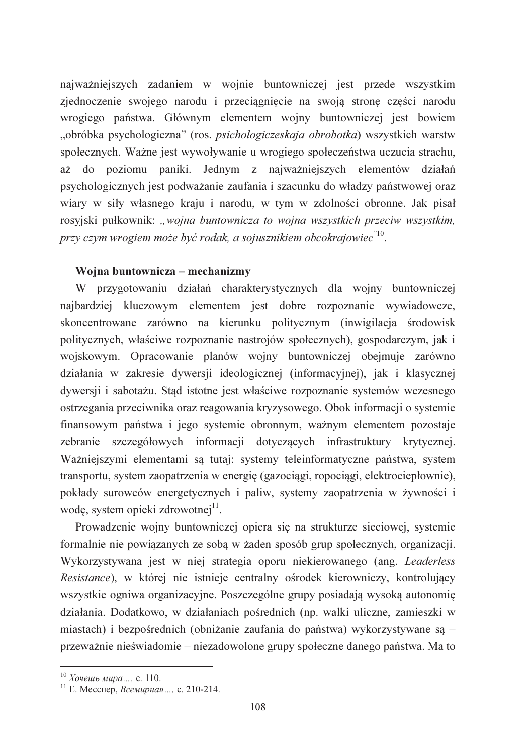najważniejszych zadaniem w wojnie buntowniczej jest przede wszystkim zjednoczenie swojego narodu i przeciągnięcie na swoją stronę części narodu wrogiego państwa. Głównym elementem wojny buntowniczej jest bowiem „obróbka psychologiczna" (ros. *psichologiczeskaja obrobotka*) wszystkich warstw społecznych. Ważne jest wywoływanie u wrogiego społeczeństwa uczucia strachu, aż do poziomu paniki. Jednym z najważniejszych elementów działań psychologicznych jest podważanie zaufania i szacunku do władzy państwowej oraz wiary w siły własnego kraju i narodu, w tym w zdolności obronne. Jak pisał rosyjski pułkownik: *„wojna buntownicza to wojna wszystkich przeciw wszystkim, przy czym wrogiem może być rodak, a sojusznikiem obcokrajowiec"*[10].

**Wojna buntownicza – mechanizmy**

W przygotowaniu działań charakterystycznych dla wojny buntowniczej najbardziej kluczowym elementem jest dobre rozpoznanie wywiadowcze, skoncentrowane zarówno na kierunku politycznym (inwigilacja środowisk politycznych, właściwe rozpoznanie nastrojów społecznych), gospodarczym, jak i wojskowym. Opracowanie planów wojny buntowniczej obejmuje zarówno działania w zakresie dywersji ideologicznej (informacyjnej), jak i klasycznej dywersji i sabotażu. Stąd istotne jest właściwe rozpoznanie systemów wczesnego ostrzegania przeciwnika oraz reagowania kryzysowego. Obok informacji o systemie finansowym państwa i jego systemie obronnym, ważnym elementem pozostaje zebranie szczegółowych informacji dotyczących infrastruktury krytycznej. Ważniejszymi elementami są tutaj: systemy teleinformatyczne państwa, system transportu, system zaopatrzenia w energię (gazociągi, ropociągi, elektrociepłownie), pokłady surowców energetycznych i paliw, systemy zaopatrzenia w żywności i wodę, system opieki zdrowotnej[11].

Prowadzenie wojny buntowniczej opiera się na strukturze sieciowej, systemie formalnie nie powiązanych ze sobą w żaden sposób grup społecznych, organizacji. Wykorzystywana jest w niej strategia oporu niekierowanego (ang. *Leaderless Resistance*), w której nie istnieje centralny ośrodek kierowniczy, kontrolujący wszystkie ogniwa organizacyjne. Poszczególne grupy posiadają wysoką autonomię działania. Dodatkowo, w działaniach pośrednich (np. walki uliczne, zamieszki w miastach) i bezpośrednich (obniżanie zaufania do państwa) wykorzystywane są – przeważnie nieświadomie – niezadowolone grupy społeczne danego państwa. Ma to

[10] *Хочешь мира...,* с. 110.
[11] Е. Месснер, *Всемирная...,* с. 210-214.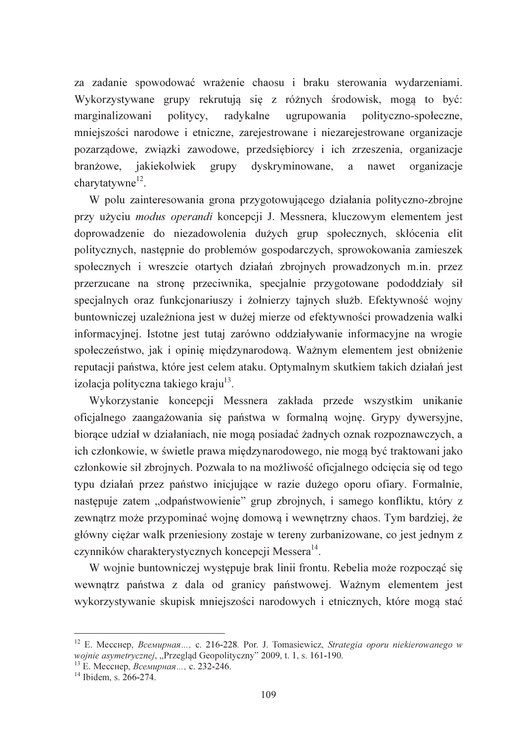za zadanie spowodować wrażenie chaosu i braku sterowania wydarzeniami. Wykorzystywane grupy rekrutują się z różnych środowisk, mogą to być: marginalizowani politycy, radykalne ugrupowania polityczno-społeczne, mniejszości narodowe i etniczne, zarejestrowane i niezarejestrowane organizacje pozarządowe, związki zawodowe, przedsiębiorcy i ich zrzeszenia, organizacje branżowe, jakiekolwiek grupy dyskryminowane, a nawet organizacje charytatywne[12].

W polu zainteresowania grona przygotowującego działania polityczno-zbrojne przy użyciu *modus operandi* koncepcji J. Messnera, kluczowym elementem jest doprowadzenie do niezadowolenia dużych grup społecznych, skłócenia elit politycznych, następnie do problemów gospodarczych, sprowokowania zamieszek społecznych i wreszcie otartych działań zbrojnych prowadzonych m.in. przez przerzucane na stronę przeciwnika, specjalnie przygotowane pododdziały sił specjalnych oraz funkcjonariuszy i żołnierzy tajnych służb. Efektywność wojny buntowniczej uzależniona jest w dużej mierze od efektywności prowadzenia walki informacyjnej. Istotne jest tutaj zarówno oddziaływanie informacyjne na wrogie społeczeństwo, jak i opinię międzynarodową. Ważnym elementem jest obniżenie reputacji państwa, które jest celem ataku. Optymalnym skutkiem takich działań jest izolacja polityczna takiego kraju[13].

Wykorzystanie koncepcji Messnera zakłada przede wszystkim unikanie oficjalnego zaangażowania się państwa w formalną wojnę. Grypy dywersyjne, biorące udział w działaniach, nie mogą posiadać żadnych oznak rozpoznawczych, a ich członkowie, w świetle prawa międzynarodowego, nie mogą być traktowani jako członkowie sił zbrojnych. Pozwala to na możliwość oficjalnego odcięcia się od tego typu działań przez państwo inicjujące w razie dużego oporu ofiary. Formalnie, następuje zatem „odpaństwowienie" grup zbrojnych, i samego konfliktu, który z zewnątrz może przypominać wojnę domową i wewnętrzny chaos. Tym bardziej, że główny ciężar walk przeniesiony zostaje w tereny zurbanizowane, co jest jednym z czynników charakterystycznych koncepcji Messera[14].

W wojnie buntowniczej występuje brak linii frontu. Rebelia może rozpocząć się wewnątrz państwa z dala od granicy państwowej. Ważnym elementem jest wykorzystywanie skupisk mniejszości narodowych i etnicznych, które mogą stać

---

[12] Е. Месснер, *Всемирная…,* с. 216-228*.* Por. J. Tomasiewicz, *Strategia oporu niekierowanego w wojnie asymetrycznej*, „Przegląd Geopolityczny" 2009, t. 1, s. 161-190.

[13] Е. Месснер, *Всемирная…,* с. 232-246.

[14] Ibidem, s. 266-274.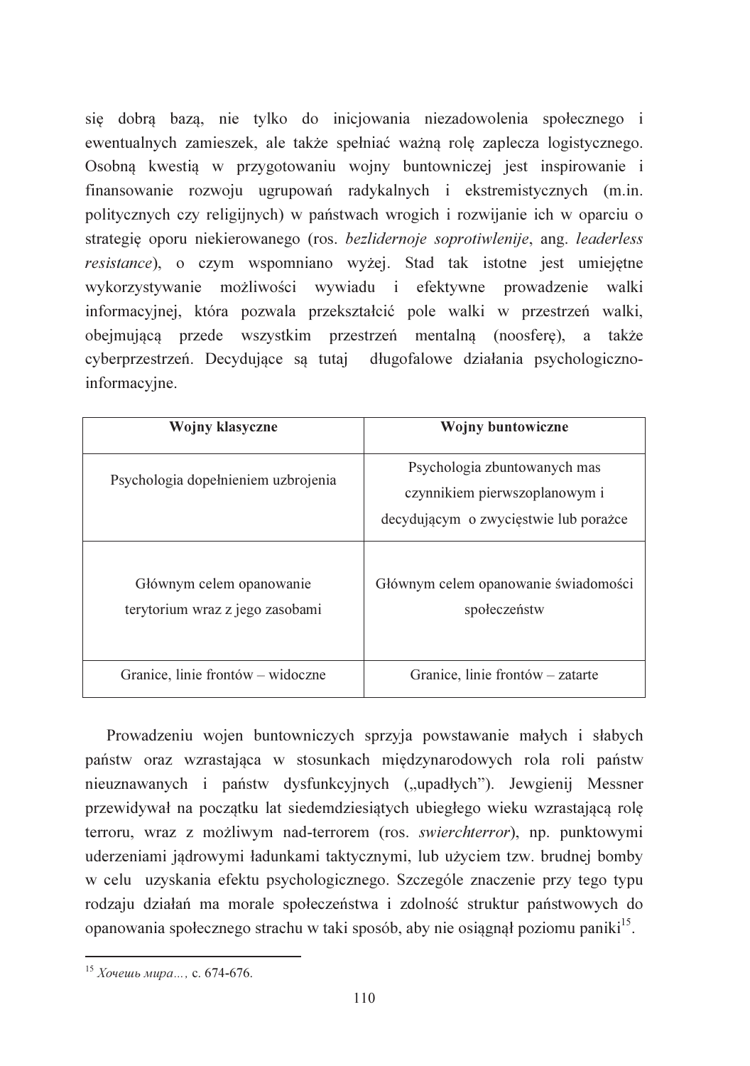się dobrą bazą, nie tylko do inicjowania niezadowolenia społecznego i ewentualnych zamieszek, ale także spełniać ważną rolę zaplecza logistycznego. Osobną kwestią w przygotowaniu wojny buntowniczej jest inspirowanie i finansowanie rozwoju ugrupowań radykalnych i ekstremistycznych (m.in. politycznych czy religijnych) w państwach wrogich i rozwijanie ich w oparciu o strategię oporu niekierowanego (ros. *bezlidernoje soprotiwlenije*, ang. *leaderless resistance*), o czym wspomniano wyżej. Stad tak istotne jest umiejętne wykorzystywanie możliwości wywiadu i efektywne prowadzenie walki informacyjnej, która pozwala przekształcić pole walki w przestrzeń walki, obejmującą przede wszystkim przestrzeń mentalną (noosferę), a także cyberprzestrzeń. Decydujące są tutaj długofalowe działania psychologiczno-informacyjne.

| **Wojny klasyczne** | **Wojny buntowiczne** |
| --- | --- |
| Psychologia dopełnieniem uzbrojenia | Psychologia zbuntowanych mas czynnikiem pierwszoplanowym i decydującym o zwycięstwie lub porażce |
| Głównym celem opanowanie terytorium wraz z jego zasobami | Głównym celem opanowanie świadomości społeczeństw |
| Granice, linie frontów – widoczne | Granice, linie frontów – zatarte |

Prowadzeniu wojen buntowniczych sprzyja powstawanie małych i słabych państw oraz wzrastająca w stosunkach międzynarodowych rola roli państw nieuznawanych i państw dysfunkcyjnych („upadłych"). Jewgienij Messner przewidywał na początku lat siedemdziesiątych ubiegłego wieku wzrastającą rolę terroru, wraz z możliwym nad-terrorem (ros. *swierchterror*), np. punktowymi uderzeniami jądrowymi ładunkami taktycznymi, lub użyciem tzw. brudnej bomby w celu uzyskania efektu psychologicznego. Szczególe znaczenie przy tego typu rodzaju działań ma morale społeczeństwa i zdolność struktur państwowych do opanowania społecznego strachu w taki sposób, aby nie osiągnął poziomu paniki[15].

---

[15] *Хочешь мира…,* с. 674-676.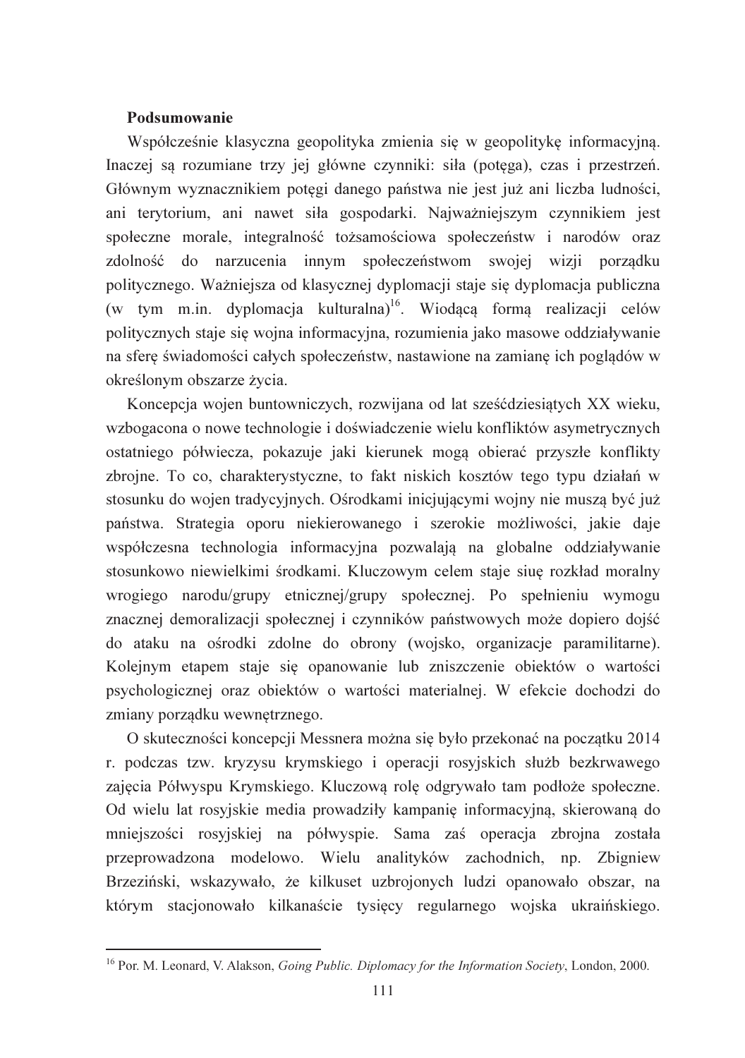**Podsumowanie**

Współcześnie klasyczna geopolityka zmienia się w geopolitykę informacyjną. Inaczej są rozumiane trzy jej główne czynniki: siła (potęga), czas i przestrzeń. Głównym wyznacznikiem potęgi danego państwa nie jest już ani liczba ludności, ani terytorium, ani nawet siła gospodarki. Najważniejszym czynnikiem jest społeczne morale, integralność tożsamościowa społeczeństw i narodów oraz zdolność do narzucenia innym społeczeństwom swojej wizji porządku politycznego. Ważniejsza od klasycznej dyplomacji staje się dyplomacja publiczna (w tym m.in. dyplomacja kulturalna)[16]. Wiodącą formą realizacji celów politycznych staje się wojna informacyjna, rozumienia jako masowe oddziaływanie na sferę świadomości całych społeczeństw, nastawione na zamianę ich poglądów w określonym obszarze życia.

Koncepcja wojen buntowniczych, rozwijana od lat sześćdziesiątych XX wieku, wzbogacona o nowe technologie i doświadczenie wielu konfliktów asymetrycznych ostatniego półwiecza, pokazuje jaki kierunek mogą obierać przyszłe konflikty zbrojne. To co, charakterystyczne, to fakt niskich kosztów tego typu działań w stosunku do wojen tradycyjnych. Ośrodkami inicjującymi wojny nie muszą być już państwa. Strategia oporu niekierowanego i szerokie możliwości, jakie daje współczesna technologia informacyjna pozwalają na globalne oddziaływanie stosunkowo niewielkimi środkami. Kluczowym celem staje siuę rozkład moralny wrogiego narodu/grupy etnicznej/grupy społecznej. Po spełnieniu wymogu znacznej demoralizacji społecznej i czynników państwowych może dopiero dojść do ataku na ośrodki zdolne do obrony (wojsko, organizacje paramilitarne). Kolejnym etapem staje się opanowanie lub zniszczenie obiektów o wartości psychologicznej oraz obiektów o wartości materialnej. W efekcie dochodzi do zmiany porządku wewnętrznego.

O skuteczności koncepcji Messnera można się było przekonać na początku 2014 r. podczas tzw. kryzysu krymskiego i operacji rosyjskich służb bezkrwawego zajęcia Półwyspu Krymskiego. Kluczową rolę odgrywało tam podłoże społeczne. Od wielu lat rosyjskie media prowadziły kampanię informacyjną, skierowaną do mniejszości rosyjskiej na półwyspie. Sama zaś operacja zbrojna została przeprowadzona modelowo. Wielu analityków zachodnich, np. Zbigniew Brzeziński, wskazywało, że kilkuset uzbrojonych ludzi opanowało obszar, na którym stacjonowało kilkanaście tysięcy regularnego wojska ukraińskiego.

---

[16] Por. M. Leonard, V. Alakson, *Going Public. Diplomacy for the Information Society*, London, 2000.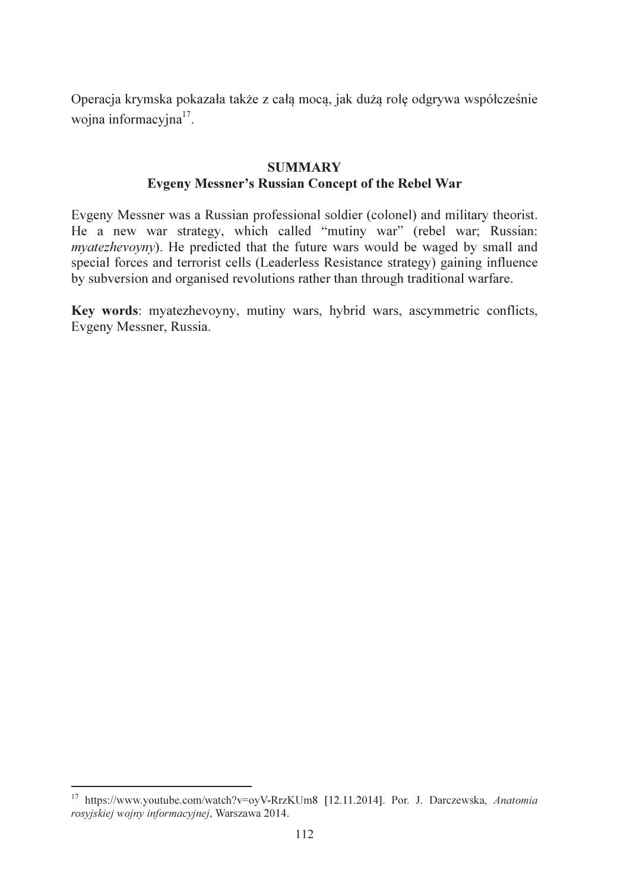Operacja krymska pokazała także z całą mocą, jak dużą rolę odgrywa współcześnie wojna informacyjna[17].

## SUMMARY

### Evgeny Messner's Russian Concept of the Rebel War

Evgeny Messner was a Russian professional soldier (colonel) and military theorist. He a new war strategy, which called "mutiny war" (rebel war; Russian: *myatezhevoyny*). He predicted that the future wars would be waged by small and special forces and terrorist cells (Leaderless Resistance strategy) gaining influence by subversion and organised revolutions rather than through traditional warfare.

**Key words**: myatezhevoyny, mutiny wars, hybrid wars, ascymmetric conflicts, Evgeny Messner, Russia.

---

[17] https://www.youtube.com/watch?v=oyV-RrzKUm8 [12.11.2014]. Por. J. Darczewska, *Anatomia rosyjskiej wojny informacyjnej*, Warszawa 2014.